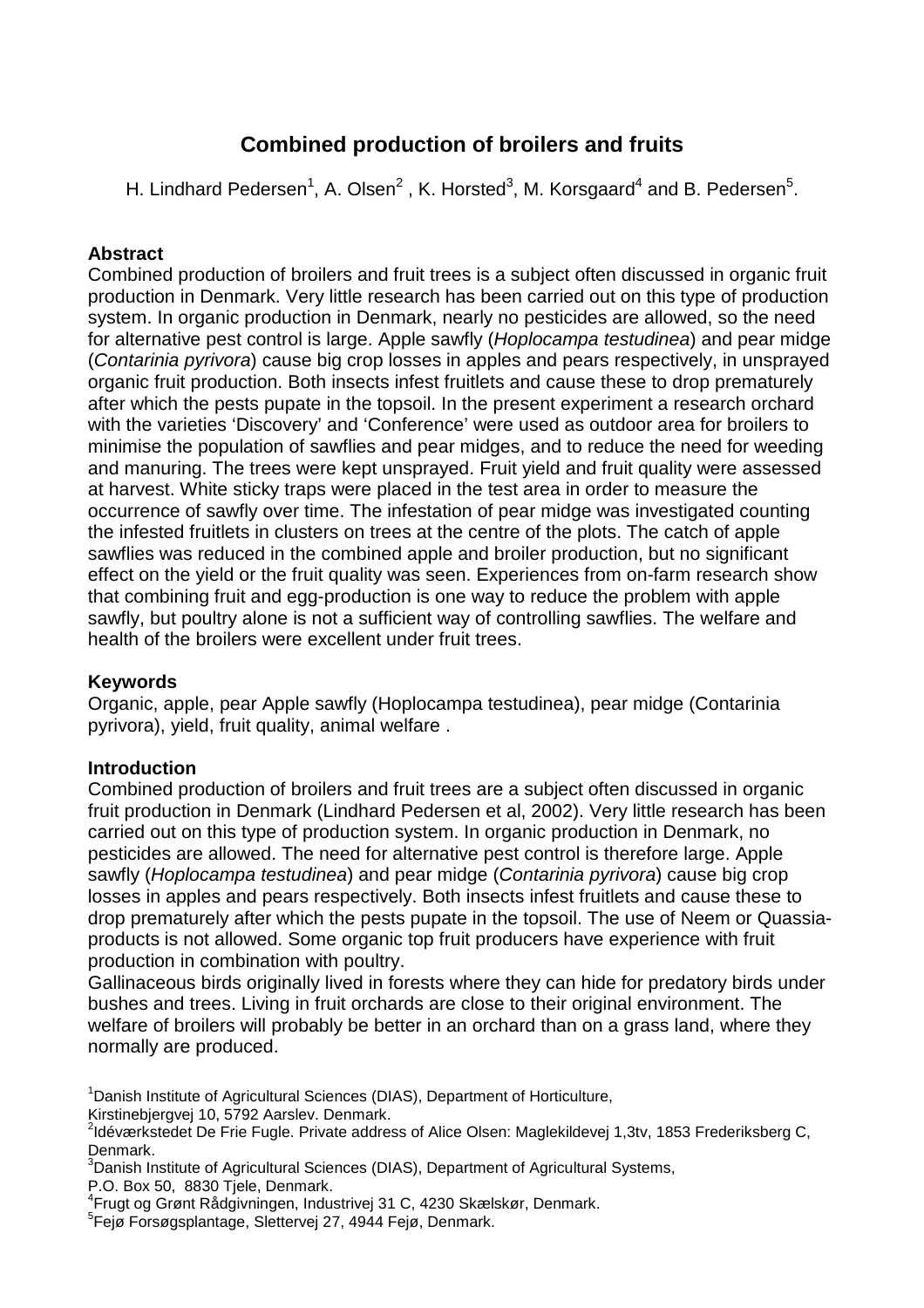# Combined production of broilers and fruits

H. Lindhard Pedersen[1], A. Olsen[2] , K. Horsted[3], M. Korsgaard[4] and B. Pedersen[5].

## Abstract

Combined production of broilers and fruit trees is a subject often discussed in organic fruit production in Denmark. Very little research has been carried out on this type of production system. In organic production in Denmark, nearly no pesticides are allowed, so the need for alternative pest control is large. Apple sawfly (*Hoplocampa testudinea*) and pear midge (*Contarinia pyrivora*) cause big crop losses in apples and pears respectively, in unsprayed organic fruit production. Both insects infest fruitlets and cause these to drop prematurely after which the pests pupate in the topsoil. In the present experiment a research orchard with the varieties 'Discovery' and 'Conference' were used as outdoor area for broilers to minimise the population of sawflies and pear midges, and to reduce the need for weeding and manuring. The trees were kept unsprayed. Fruit yield and fruit quality were assessed at harvest. White sticky traps were placed in the test area in order to measure the occurrence of sawfly over time. The infestation of pear midge was investigated counting the infested fruitlets in clusters on trees at the centre of the plots. The catch of apple sawflies was reduced in the combined apple and broiler production, but no significant effect on the yield or the fruit quality was seen. Experiences from on-farm research show that combining fruit and egg-production is one way to reduce the problem with apple sawfly, but poultry alone is not a sufficient way of controlling sawflies. The welfare and health of the broilers were excellent under fruit trees.

## Keywords

Organic, apple, pear Apple sawfly (Hoplocampa testudinea), pear midge (Contarinia pyrivora), yield, fruit quality, animal welfare .

## Introduction

Combined production of broilers and fruit trees are a subject often discussed in organic fruit production in Denmark (Lindhard Pedersen et al, 2002). Very little research has been carried out on this type of production system. In organic production in Denmark, no pesticides are allowed. The need for alternative pest control is therefore large. Apple sawfly (*Hoplocampa testudinea*) and pear midge (*Contarinia pyrivora*) cause big crop losses in apples and pears respectively. Both insects infest fruitlets and cause these to drop prematurely after which the pests pupate in the topsoil. The use of Neem or Quassia-products is not allowed. Some organic top fruit producers have experience with fruit production in combination with poultry.

Gallinaceous birds originally lived in forests where they can hide for predatory birds under bushes and trees. Living in fruit orchards are close to their original environment. The welfare of broilers will probably be better in an orchard than on a grass land, where they normally are produced.

---

[1]Danish Institute of Agricultural Sciences (DIAS), Department of Horticulture, Kirstinebjergvej 10, 5792 Aarslev. Denmark.

[2]Idéværkstedet De Frie Fugle. Private address of Alice Olsen: Maglekildevej 1,3tv, 1853 Frederiksberg C, Denmark.

[3]Danish Institute of Agricultural Sciences (DIAS), Department of Agricultural Systems, P.O. Box 50, 8830 Tjele, Denmark.

[4]Frugt og Grønt Rådgivningen, Industrivej 31 C, 4230 Skælskør, Denmark.

[5]Fejø Forsøgsplantage, Slettervej 27, 4944 Fejø, Denmark.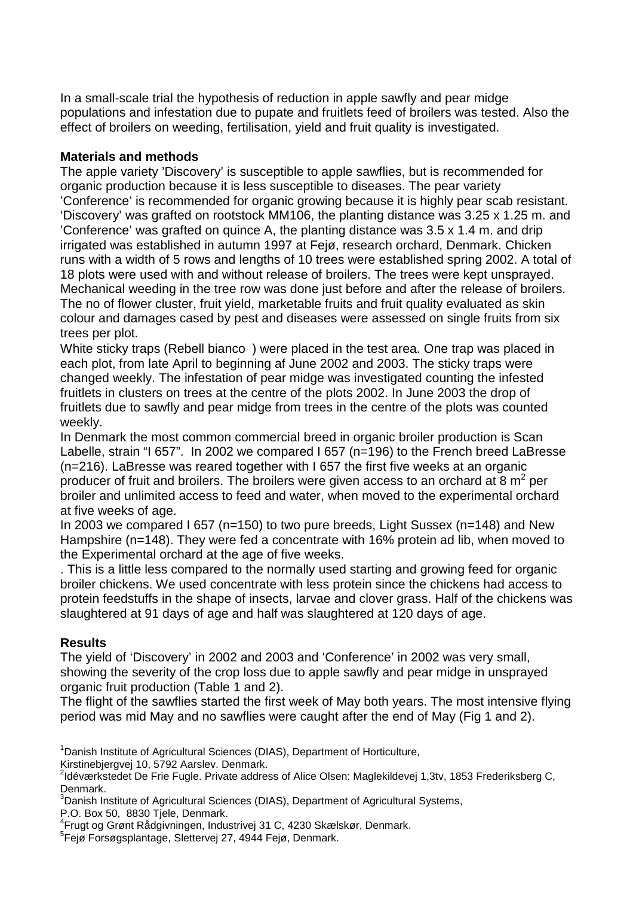In a small-scale trial the hypothesis of reduction in apple sawfly and pear midge populations and infestation due to pupate and fruitlets feed of broilers was tested. Also the effect of broilers on weeding, fertilisation, yield and fruit quality is investigated.

**Materials and methods**

The apple variety 'Discovery' is susceptible to apple sawflies, but is recommended for organic production because it is less susceptible to diseases. The pear variety 'Conference' is recommended for organic growing because it is highly pear scab resistant. 'Discovery' was grafted on rootstock MM106, the planting distance was 3.25 x 1.25 m. and 'Conference' was grafted on quince A, the planting distance was 3.5 x 1.4 m. and drip irrigated was established in autumn 1997 at Fejø, research orchard, Denmark. Chicken runs with a width of 5 rows and lengths of 10 trees were established spring 2002. A total of 18 plots were used with and without release of broilers. The trees were kept unsprayed. Mechanical weeding in the tree row was done just before and after the release of broilers. The no of flower cluster, fruit yield, marketable fruits and fruit quality evaluated as skin colour and damages cased by pest and diseases were assessed on single fruits from six trees per plot.

White sticky traps (Rebell bianco ) were placed in the test area. One trap was placed in each plot, from late April to beginning af June 2002 and 2003. The sticky traps were changed weekly. The infestation of pear midge was investigated counting the infested fruitlets in clusters on trees at the centre of the plots 2002. In June 2003 the drop of fruitlets due to sawfly and pear midge from trees in the centre of the plots was counted weekly.

In Denmark the most common commercial breed in organic broiler production is Scan Labelle, strain "I 657". In 2002 we compared I 657 (n=196) to the French breed LaBresse (n=216). LaBresse was reared together with I 657 the first five weeks at an organic producer of fruit and broilers. The broilers were given access to an orchard at 8 $m^2$ per broiler and unlimited access to feed and water, when moved to the experimental orchard at five weeks of age.

In 2003 we compared I 657 (n=150) to two pure breeds, Light Sussex (n=148) and New Hampshire (n=148). They were fed a concentrate with 16% protein ad lib, when moved to the Experimental orchard at the age of five weeks.

. This is a little less compared to the normally used starting and growing feed for organic broiler chickens. We used concentrate with less protein since the chickens had access to protein feedstuffs in the shape of insects, larvae and clover grass. Half of the chickens was slaughtered at 91 days of age and half was slaughtered at 120 days of age.

**Results**

The yield of 'Discovery' in 2002 and 2003 and 'Conference' in 2002 was very small, showing the severity of the crop loss due to apple sawfly and pear midge in unsprayed organic fruit production (Table 1 and 2).

The flight of the sawflies started the first week of May both years. The most intensive flying period was mid May and no sawflies were caught after the end of May (Fig 1 and 2).

[1]Danish Institute of Agricultural Sciences (DIAS), Department of Horticulture, Kirstinebjergvej 10, 5792 Aarslev. Denmark.
[2]Idéværkstedet De Frie Fugle. Private address of Alice Olsen: Maglekildevej 1,3tv, 1853 Frederiksberg C, Denmark.
[3]Danish Institute of Agricultural Sciences (DIAS), Department of Agricultural Systems, P.O. Box 50, 8830 Tjele, Denmark.
[4]Frugt og Grønt Rådgivningen, Industrivej 31 C, 4230 Skælskør, Denmark.
[5]Fejø Forsøgsplantage, Slettervej 27, 4944 Fejø, Denmark.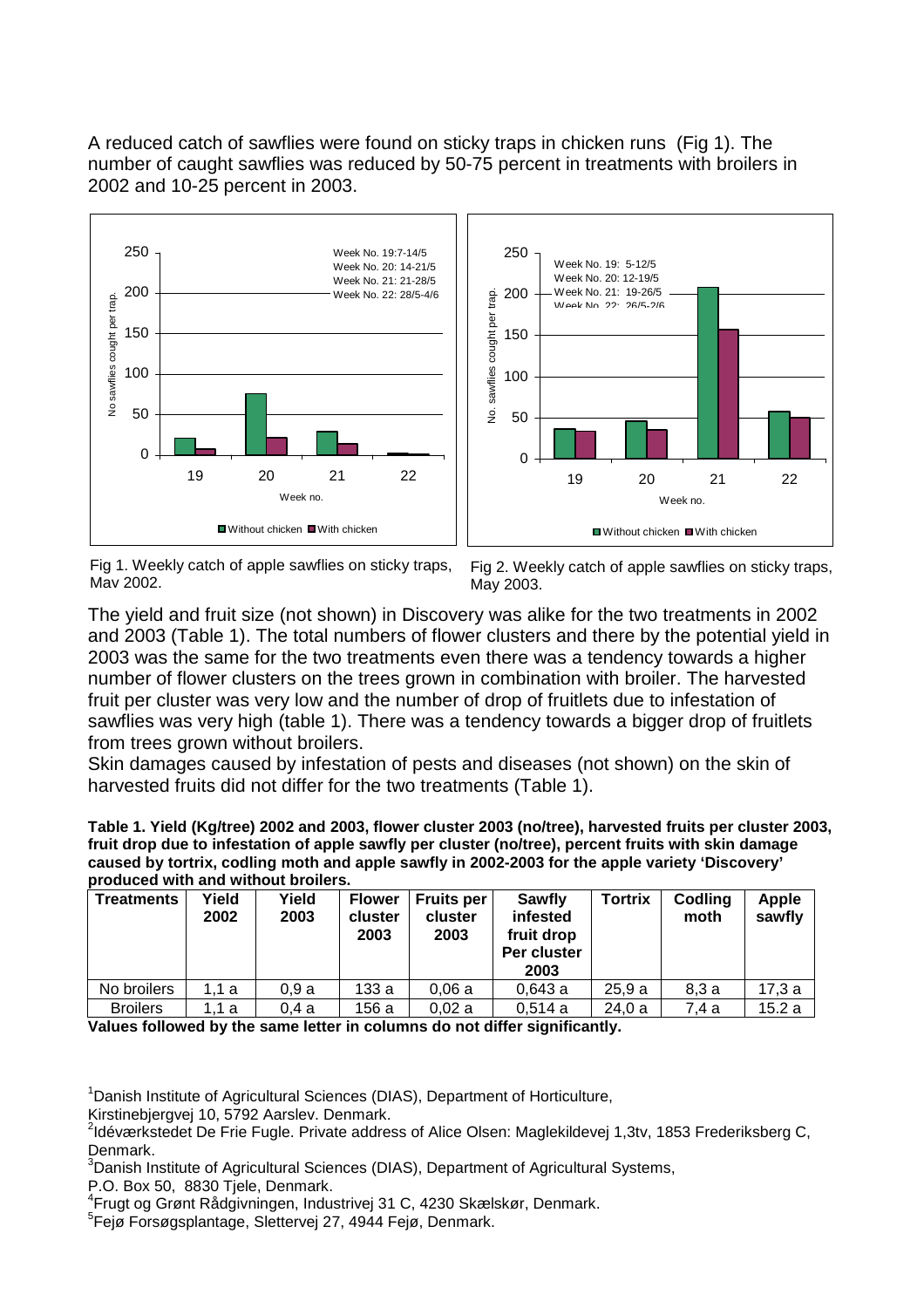A reduced catch of sawflies were found on sticky traps in chicken runs (Fig 1). The number of caught sawflies was reduced by 50-75 percent in treatments with broilers in 2002 and 10-25 percent in 2003.

Fig 1. Weekly catch of apple sawflies on sticky traps, May 2002.

Fig 2. Weekly catch of apple sawflies on sticky traps, May 2003.

The yield and fruit size (not shown) in Discovery was alike for the two treatments in 2002 and 2003 (Table 1). The total numbers of flower clusters and there by the potential yield in 2003 was the same for the two treatments even there was a tendency towards a higher number of flower clusters on the trees grown in combination with broiler. The harvested fruit per cluster was very low and the number of drop of fruitlets due to infestation of sawflies was very high (table 1). There was a tendency towards a bigger drop of fruitlets from trees grown without broilers.

Skin damages caused by infestation of pests and diseases (not shown) on the skin of harvested fruits did not differ for the two treatments (Table 1).

**Table 1. Yield (Kg/tree) 2002 and 2003, flower cluster 2003 (no/tree), harvested fruits per cluster 2003, fruit drop due to infestation of apple sawfly per cluster (no/tree), percent fruits with skin damage caused by tortrix, codling moth and apple sawfly in 2002-2003 for the apple variety 'Discovery' produced with and without broilers.**

| Treatments | Yield 2002 | Yield 2003 | Flower cluster 2003 | Fruits per cluster 2003 | Sawfly infested fruit drop Per cluster 2003 | Tortrix | Codling moth | Apple sawfly |
|---|---|---|---|---|---|---|---|---|
| No broilers | 1,1 a | 0,9 a | 133 a | 0,06 a | 0,643 a | 25,9 a | 8,3 a | 17,3 a |
| Broilers | 1,1 a | 0,4 a | 156 a | 0,02 a | 0,514 a | 24,0 a | 7,4 a | 15.2 a |

**Values followed by the same letter in columns do not differ significantly.**

[1]Danish Institute of Agricultural Sciences (DIAS), Department of Horticulture, Kirstinebjergvej 10, 5792 Aarslev. Denmark.

[2]Idéværkstedet De Frie Fugle. Private address of Alice Olsen: Maglekildevej 1,3tv, 1853 Frederiksberg C, Denmark.

[3]Danish Institute of Agricultural Sciences (DIAS), Department of Agricultural Systems, P.O. Box 50, 8830 Tjele, Denmark.

[4]Frugt og Grønt Rådgivningen, Industrivej 31 C, 4230 Skælskør, Denmark.

[5]Fejø Forsøgsplantage, Slettervej 27, 4944 Fejø, Denmark.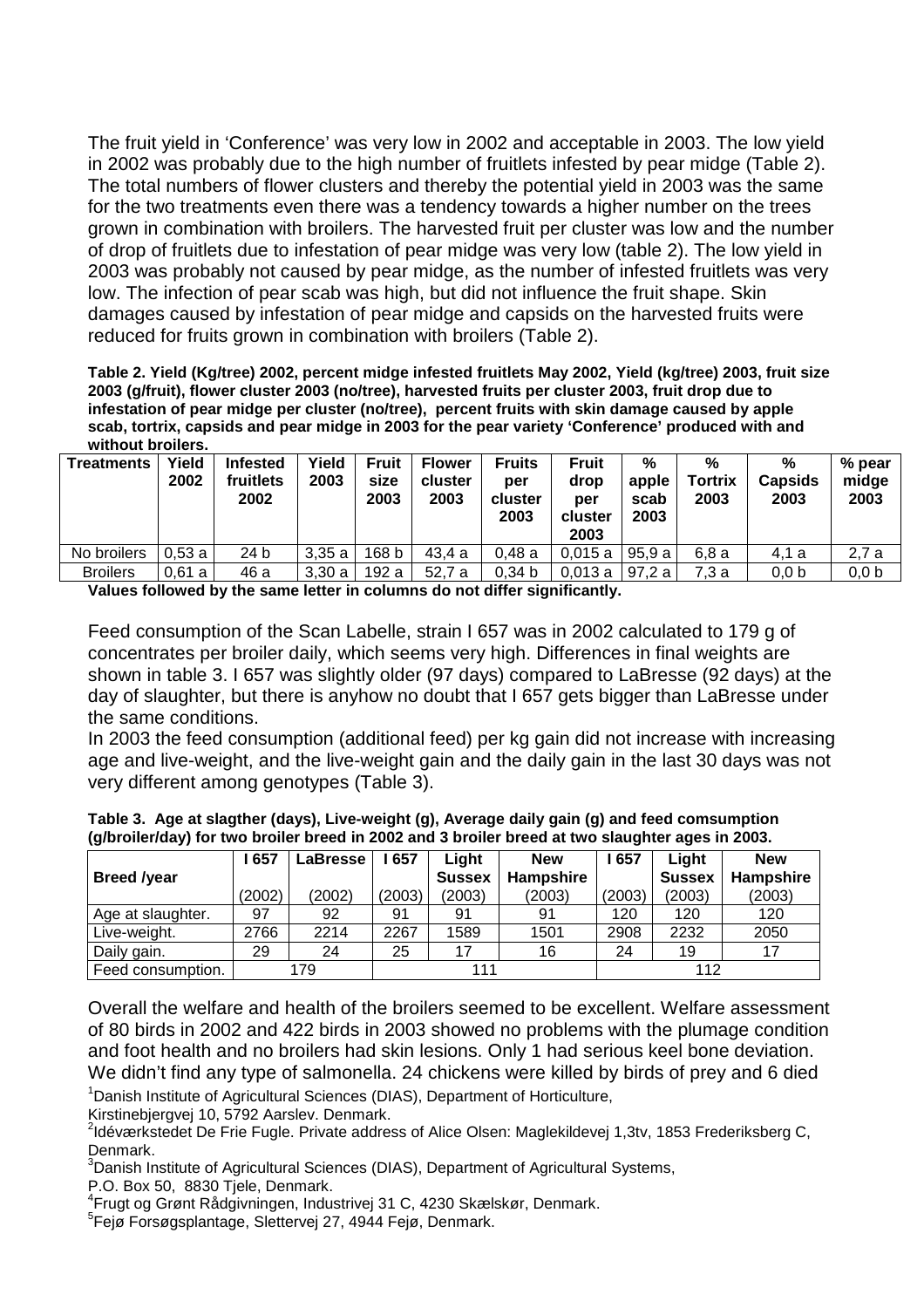The fruit yield in 'Conference' was very low in 2002 and acceptable in 2003. The low yield in 2002 was probably due to the high number of fruitlets infested by pear midge (Table 2). The total numbers of flower clusters and thereby the potential yield in 2003 was the same for the two treatments even there was a tendency towards a higher number on the trees grown in combination with broilers. The harvested fruit per cluster was low and the number of drop of fruitlets due to infestation of pear midge was very low (table 2). The low yield in 2003 was probably not caused by pear midge, as the number of infested fruitlets was very low. The infection of pear scab was high, but did not influence the fruit shape. Skin damages caused by infestation of pear midge and capsids on the harvested fruits were reduced for fruits grown in combination with broilers (Table 2).

**Table 2. Yield (Kg/tree) 2002, percent midge infested fruitlets May 2002, Yield (kg/tree) 2003, fruit size 2003 (g/fruit), flower cluster 2003 (no/tree), harvested fruits per cluster 2003, fruit drop due to infestation of pear midge per cluster (no/tree), percent fruits with skin damage caused by apple scab, tortrix, capsids and pear midge in 2003 for the pear variety 'Conference' produced with and without broilers.**

| Treatments | Yield 2002 | Infested fruitlets 2002 | Yield 2003 | Fruit size 2003 | Flower cluster 2003 | Fruits per cluster 2003 | Fruit drop per cluster 2003 | % apple scab 2003 | % Tortrix 2003 | % Capsids 2003 | % pear midge 2003 |
|---|---|---|---|---|---|---|---|---|---|---|---|
| No broilers | 0,53 a | 24 b | 3,35 a | 168 b | 43,4 a | 0,48 a | 0,015 a | 95,9 a | 6,8 a | 4,1 a | 2,7 a |
| Broilers | 0,61 a | 46 a | 3,30 a | 192 a | 52,7 a | 0,34 b | 0,013 a | 97,2 a | 7,3 a | 0,0 b | 0,0 b |

**Values followed by the same letter in columns do not differ significantly.**

Feed consumption of the Scan Labelle, strain I 657 was in 2002 calculated to 179 g of concentrates per broiler daily, which seems very high. Differences in final weights are shown in table 3. I 657 was slightly older (97 days) compared to LaBresse (92 days) at the day of slaughter, but there is anyhow no doubt that I 657 gets bigger than LaBresse under the same conditions.

In 2003 the feed consumption (additional feed) per kg gain did not increase with increasing age and live-weight, and the live-weight gain and the daily gain in the last 30 days was not very different among genotypes (Table 3).

**Table 3. Age at slagther (days), Live-weight (g), Average daily gain (g) and feed comsumption (g/broiler/day) for two broiler breed in 2002 and 3 broiler breed at two slaughter ages in 2003.**

| Breed /year | I 657 (2002) | LaBresse (2002) | I 657 (2003) | Light Sussex (2003) | New Hampshire (2003) | I 657 (2003) | Light Sussex (2003) | New Hampshire (2003) |
|---|---|---|---|---|---|---|---|---|
| Age at slaughter. | 97 | 92 | 91 | 91 | 91 | 120 | 120 | 120 |
| Live-weight. | 2766 | 2214 | 2267 | 1589 | 1501 | 2908 | 2232 | 2050 |
| Daily gain. | 29 | 24 | 25 | 17 | 16 | 24 | 19 | 17 |
| Feed consumption. | 179 | | 111 | | | 112 | | |

Overall the welfare and health of the broilers seemed to be excellent. Welfare assessment of 80 birds in 2002 and 422 birds in 2003 showed no problems with the plumage condition and foot health and no broilers had skin lesions. Only 1 had serious keel bone deviation. We didn't find any type of salmonella. 24 chickens were killed by birds of prey and 6 died

[1]Danish Institute of Agricultural Sciences (DIAS), Department of Horticulture, Kirstinebjergvej 10, 5792 Aarslev. Denmark.

[2]Idéværkstedet De Frie Fugle. Private address of Alice Olsen: Maglekildevej 1,3tv, 1853 Frederiksberg C, Denmark.

[3]Danish Institute of Agricultural Sciences (DIAS), Department of Agricultural Systems, P.O. Box 50, 8830 Tjele, Denmark.

[4]Frugt og Grønt Rådgivningen, Industrivej 31 C, 4230 Skælskør, Denmark.

[5]Fejø Forsøgsplantage, Slettervej 27, 4944 Fejø, Denmark.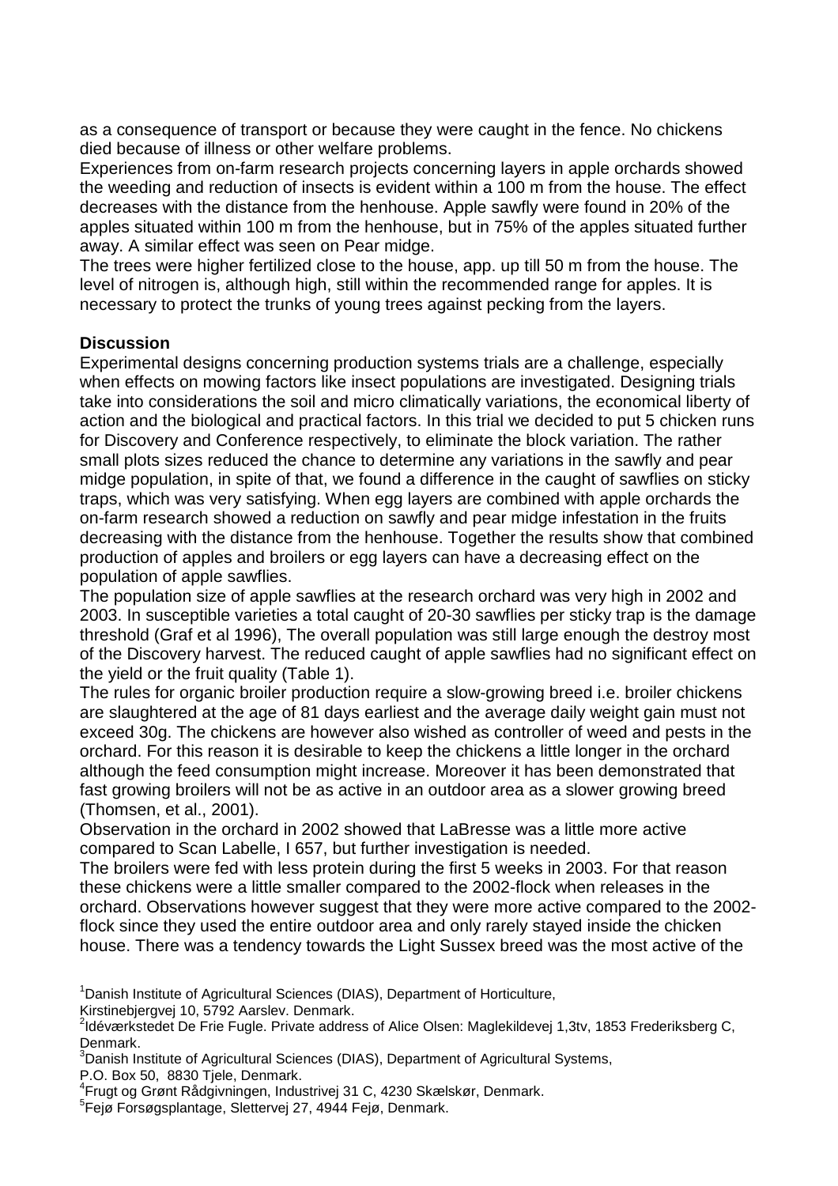as a consequence of transport or because they were caught in the fence. No chickens died because of illness or other welfare problems.
Experiences from on-farm research projects concerning layers in apple orchards showed the weeding and reduction of insects is evident within a 100 m from the house. The effect decreases with the distance from the henhouse. Apple sawfly were found in 20% of the apples situated within 100 m from the henhouse, but in 75% of the apples situated further away. A similar effect was seen on Pear midge.
The trees were higher fertilized close to the house, app. up till 50 m from the house. The level of nitrogen is, although high, still within the recommended range for apples. It is necessary to protect the trunks of young trees against pecking from the layers.

**Discussion**

Experimental designs concerning production systems trials are a challenge, especially when effects on mowing factors like insect populations are investigated. Designing trials take into considerations the soil and micro climatically variations, the economical liberty of action and the biological and practical factors. In this trial we decided to put 5 chicken runs for Discovery and Conference respectively, to eliminate the block variation. The rather small plots sizes reduced the chance to determine any variations in the sawfly and pear midge population, in spite of that, we found a difference in the caught of sawflies on sticky traps, which was very satisfying. When egg layers are combined with apple orchards the on-farm research showed a reduction on sawfly and pear midge infestation in the fruits decreasing with the distance from the henhouse. Together the results show that combined production of apples and broilers or egg layers can have a decreasing effect on the population of apple sawflies.
The population size of apple sawflies at the research orchard was very high in 2002 and 2003. In susceptible varieties a total caught of 20-30 sawflies per sticky trap is the damage threshold (Graf et al 1996), The overall population was still large enough the destroy most of the Discovery harvest. The reduced caught of apple sawflies had no significant effect on the yield or the fruit quality (Table 1).
The rules for organic broiler production require a slow-growing breed i.e. broiler chickens are slaughtered at the age of 81 days earliest and the average daily weight gain must not exceed 30g. The chickens are however also wished as controller of weed and pests in the orchard. For this reason it is desirable to keep the chickens a little longer in the orchard although the feed consumption might increase. Moreover it has been demonstrated that fast growing broilers will not be as active in an outdoor area as a slower growing breed (Thomsen, et al., 2001).
Observation in the orchard in 2002 showed that LaBresse was a little more active compared to Scan Labelle, I 657, but further investigation is needed.
The broilers were fed with less protein during the first 5 weeks in 2003. For that reason these chickens were a little smaller compared to the 2002-flock when releases in the orchard. Observations however suggest that they were more active compared to the 2002-flock since they used the entire outdoor area and only rarely stayed inside the chicken house. There was a tendency towards the Light Sussex breed was the most active of the

[1]Danish Institute of Agricultural Sciences (DIAS), Department of Horticulture, Kirstinebjergvej 10, 5792 Aarslev. Denmark.
[2]Idéværkstedet De Frie Fugle. Private address of Alice Olsen: Maglekildevej 1,3tv, 1853 Frederiksberg C, Denmark.
[3]Danish Institute of Agricultural Sciences (DIAS), Department of Agricultural Systems, P.O. Box 50, 8830 Tjele, Denmark.
[4]Frugt og Grønt Rådgivningen, Industrivej 31 C, 4230 Skælskør, Denmark.
[5]Fejø Forsøgsplantage, Slettervej 27, 4944 Fejø, Denmark.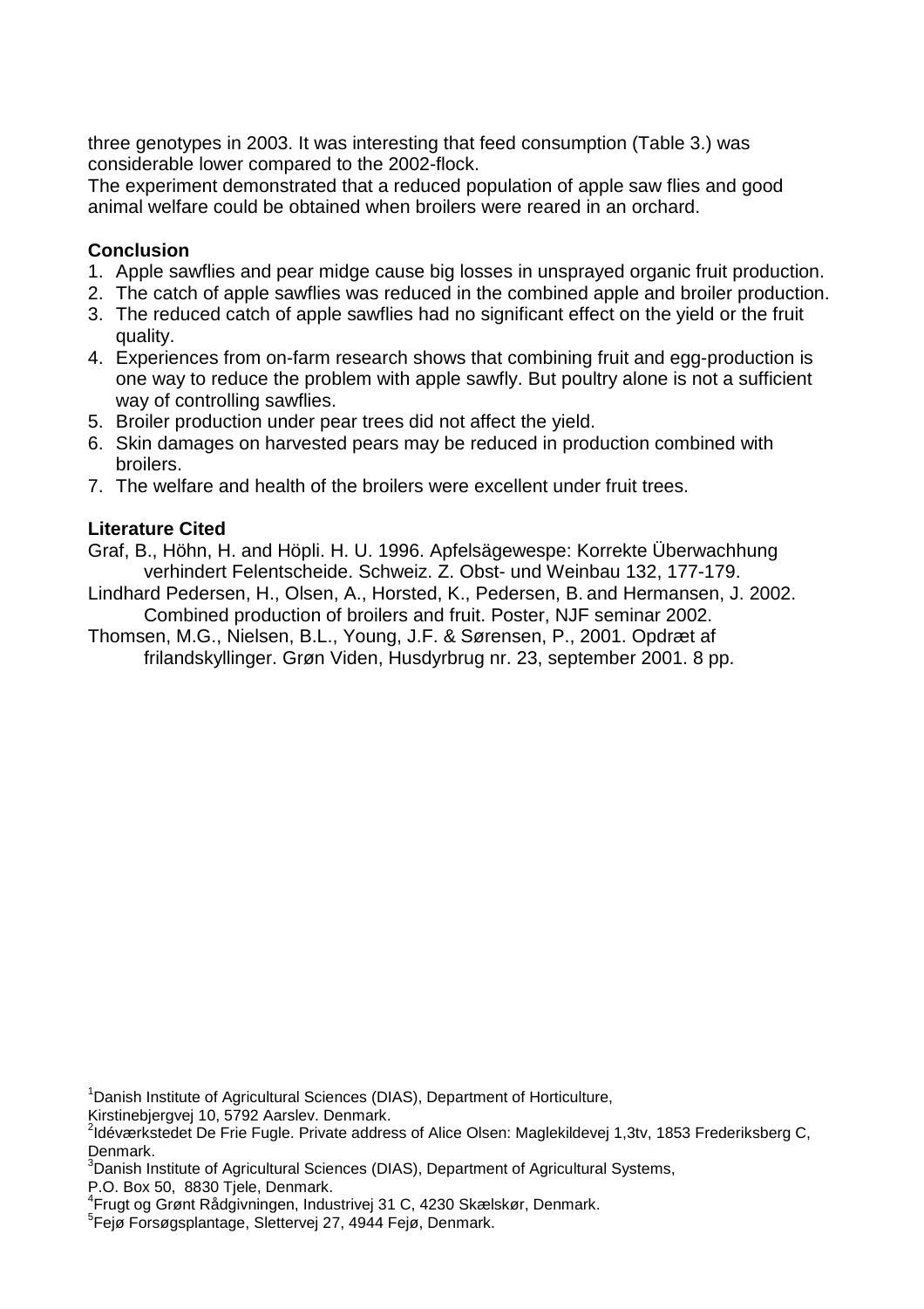three genotypes in 2003. It was interesting that feed consumption (Table 3.) was considerable lower compared to the 2002-flock.

The experiment demonstrated that a reduced population of apple saw flies and good animal welfare could be obtained when broilers were reared in an orchard.

## Conclusion

1. Apple sawflies and pear midge cause big losses in unsprayed organic fruit production.
2. The catch of apple sawflies was reduced in the combined apple and broiler production.
3. The reduced catch of apple sawflies had no significant effect on the yield or the fruit quality.
4. Experiences from on-farm research shows that combining fruit and egg-production is one way to reduce the problem with apple sawfly. But poultry alone is not a sufficient way of controlling sawflies.
5. Broiler production under pear trees did not affect the yield.
6. Skin damages on harvested pears may be reduced in production combined with broilers.
7. The welfare and health of the broilers were excellent under fruit trees.

## Literature Cited

Graf, B., Höhn, H. and Höpli. H. U. 1996. Apfelsägewespe: Korrekte Überwachhung verhindert Felentscheide. Schweiz. Z. Obst- und Weinbau 132, 177-179.

Lindhard Pedersen, H., Olsen, A., Horsted, K., Pedersen, B. and Hermansen, J. 2002. Combined production of broilers and fruit. Poster, NJF seminar 2002.

Thomsen, M.G., Nielsen, B.L., Young, J.F. & Sørensen, P., 2001. Opdræt af frilandskyllinger. Grøn Viden, Husdyrbrug nr. 23, september 2001. 8 pp.

[1]Danish Institute of Agricultural Sciences (DIAS), Department of Horticulture, Kirstinebjergvej 10, 5792 Aarslev. Denmark.

[2]Idéværkstedet De Frie Fugle. Private address of Alice Olsen: Maglekildevej 1,3tv, 1853 Frederiksberg C, Denmark.

[3]Danish Institute of Agricultural Sciences (DIAS), Department of Agricultural Systems, P.O. Box 50, 8830 Tjele, Denmark.

[4]Frugt og Grønt Rådgivningen, Industrivej 31 C, 4230 Skælskør, Denmark.

[5]Fejø Forsøgsplantage, Slettervej 27, 4944 Fejø, Denmark.